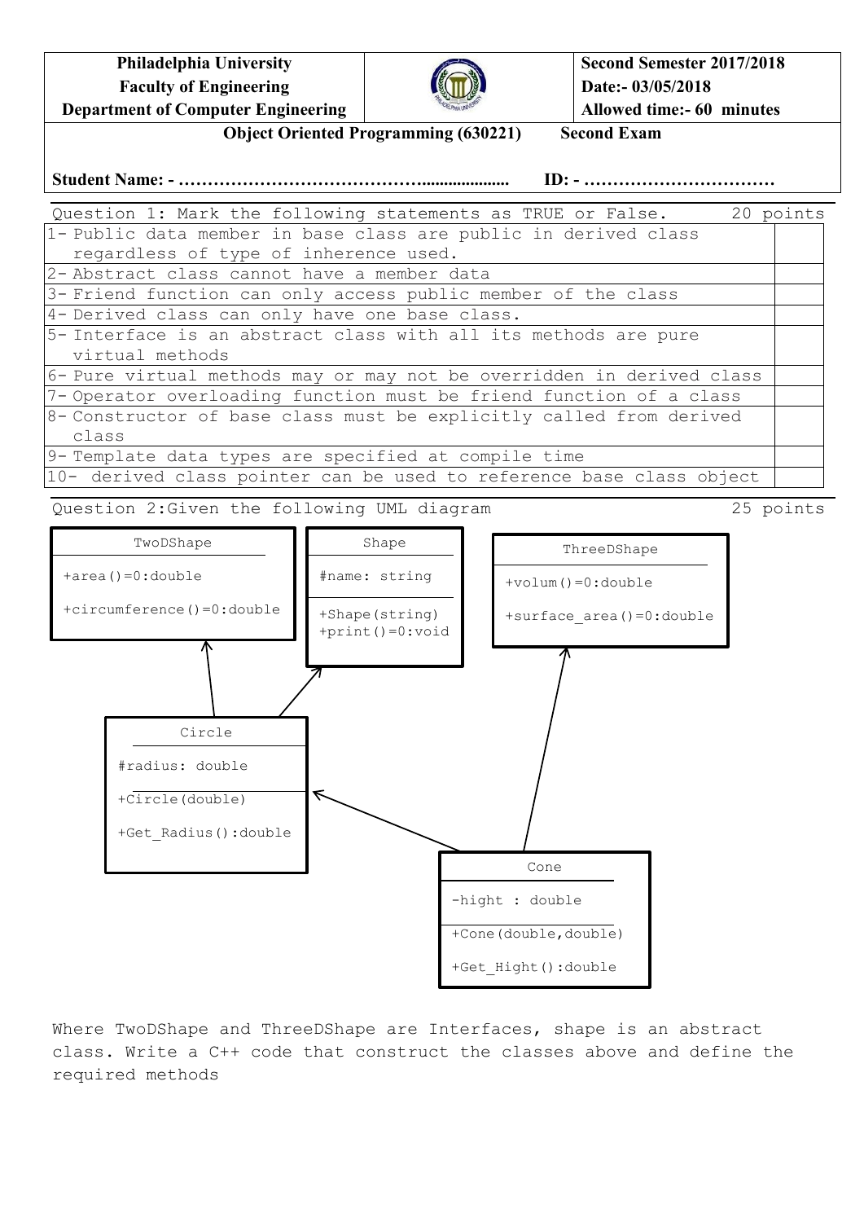| Philadelphia University<br>Faculty of Engineering<br>Department of Computer Engineering | | Second Semester 2017/2018<br>Date:- 03/05/2018<br>Allowed time:- 60 minutes |
|---|---|---|

**Object Oriented Programming (630221)    Second Exam**

**Student Name: - …………………………………....................    ID: - ……………………………**

Question 1: Mark the following statements as TRUE or False.    20 points

| Statement | |
|---|---|
| 1- Public data member in base class are public in derived class regardless of type of inherence used. | |
| 2- Abstract class cannot have a member data | |
| 3- Friend function can only access public member of the class | |
| 4- Derived class can only have one base class. | |
| 5- Interface is an abstract class with all its methods are pure virtual methods | |
| 6- Pure virtual methods may or may not be overridden in derived class | |
| 7- Operator overloading function must be friend function of a class | |
| 8- Constructor of base class must be explicitly called from derived class | |
| 9- Template data types are specified at compile time | |
| 10- derived class pointer can be used to reference base class object | |

Question 2:Given the following UML diagram    25 points

```
TwoDShape
+area()=0:double
+circumference()=0:double

Shape
#name: string
+Shape(string)
+print()=0:void

ThreeDShape
+volum()=0:double
+surface_area()=0:double

Circle  (inherits TwoDShape, Shape)
#radius: double
+Circle(double)
+Get_Radius():double

Cone  (inherits Circle, ThreeDShape)
-hight : double
+Cone(double,double)
+Get_Hight():double
```

Where TwoDShape and ThreeDShape are Interfaces, shape is an abstract class. Write a C++ code that construct the classes above and define the required methods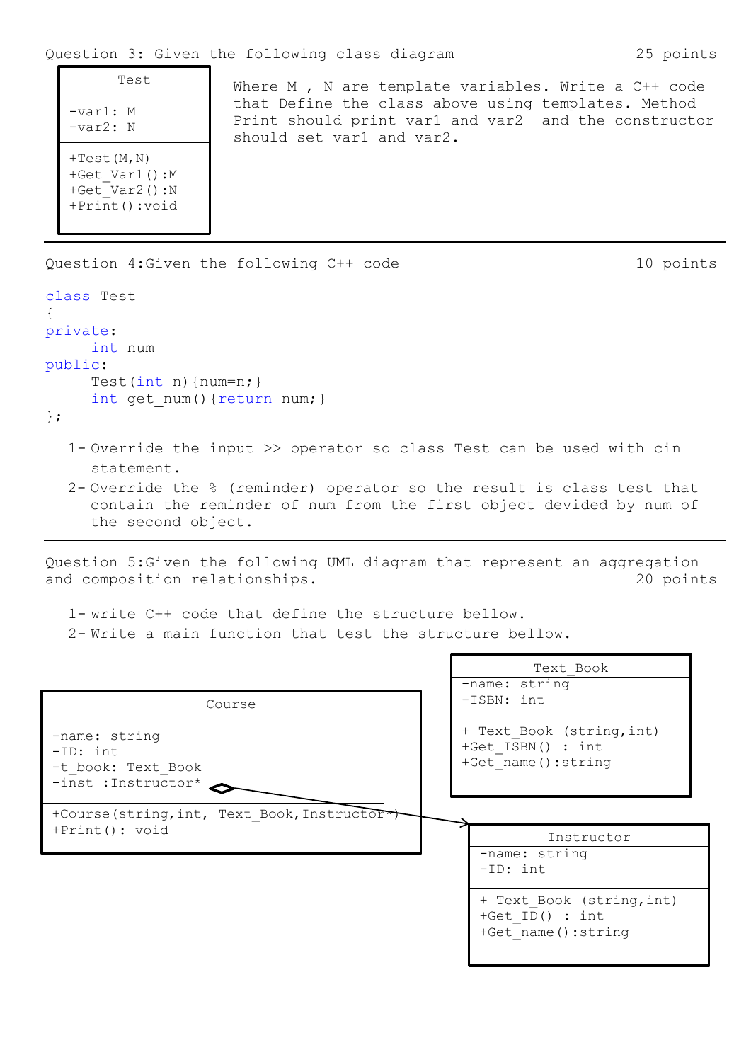Question 3: Given the following class diagram — 25 points

```
Test
-----------------
-var1: M
-var2: N
-----------------
+Test(M,N)
+Get_Var1():M
+Get_Var2():N
+Print():void
```

Where M , N are template variables. Write a C++ code that Define the class above using templates. Method Print should print var1 and var2 and the constructor should set var1 and var2.

---

Question 4:Given the following C++ code — 10 points

```
class Test
{
private:
	int num
public:
	Test(int n){num=n;}
	int get_num(){return num;}
};
```

1- Override the input >> operator so class Test can be used with cin statement.
2- Override the % (reminder) operator so the result is class test that contain the reminder of num from the first object devided by num of the second object.

---

Question 5:Given the following UML diagram that represent an aggregation and composition relationships. — 20 points

1- write C++ code that define the structure bellow.
2- Write a main function that test the structure bellow.

```
Course
-----------------
-name: string
-ID: int
-t_book: Text_Book
-inst :Instructor*
-----------------
+Course(string,int, Text_Book,Instructor*)
+Print(): void
```

```
Text_Book
-----------------
-name: string
-ISBN: int
-----------------
+ Text_Book (string,int)
+Get_ISBN() : int
+Get_name():string
```

```
Instructor
-----------------
-name: string
-ID: int
-----------------
+ Text_Book (string,int)
+Get_ID() : int
+Get_name():string
```